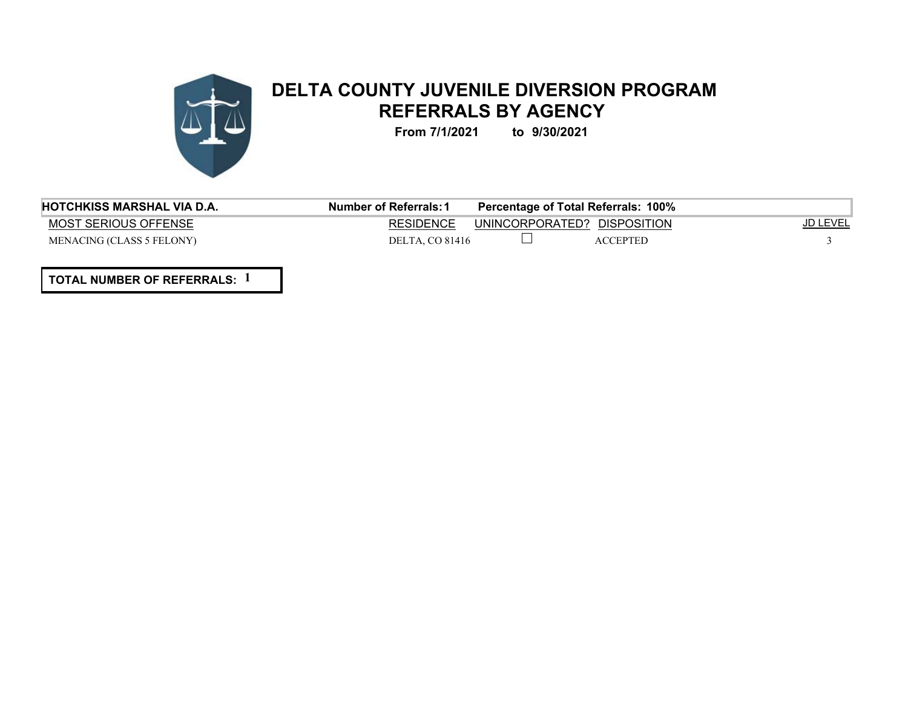# DELTA COUNTY JUVENILE DIVERSION PROGRAM

## REFERRALS BY AGENCY

**From 7/1/2021 to 9/30/2021**

**HOTCHKISS MARSHAL VIA D.A.** **Number of Referrals: 1** **Percentage of Total Referrals: 100%**

| MOST SERIOUS OFFENSE | RESIDENCE | UNINCORPORATED? | DISPOSITION | JD LEVEL |
|---|---|---|---|---|
| MENACING (CLASS 5 FELONY) | DELTA, CO 81416 | ☐ | ACCEPTED | 3 |

**TOTAL NUMBER OF REFERRALS: 1**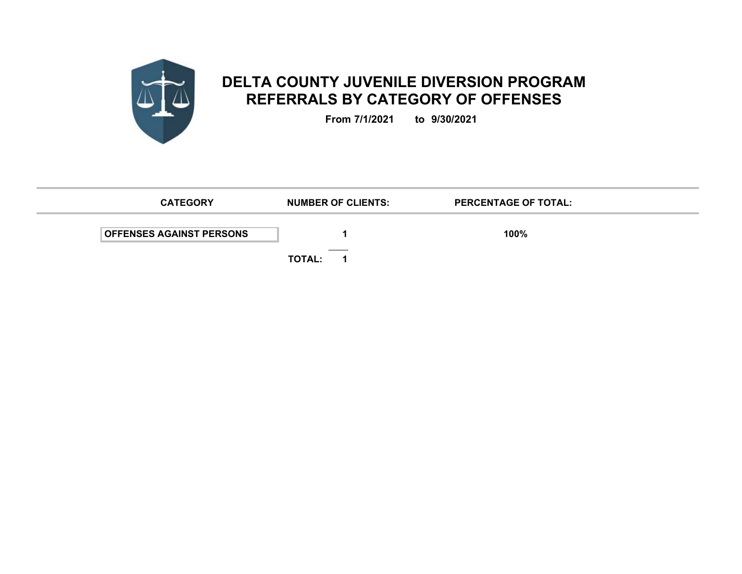# DELTA COUNTY JUVENILE DIVERSION PROGRAM
# REFERRALS BY CATEGORY OF OFFENSES

**From 7/1/2021 to 9/30/2021**

| CATEGORY | NUMBER OF CLIENTS: | PERCENTAGE OF TOTAL: |
|---|---|---|
| OFFENSES AGAINST PERSONS | 1 | 100% |
| | TOTAL: 1 | |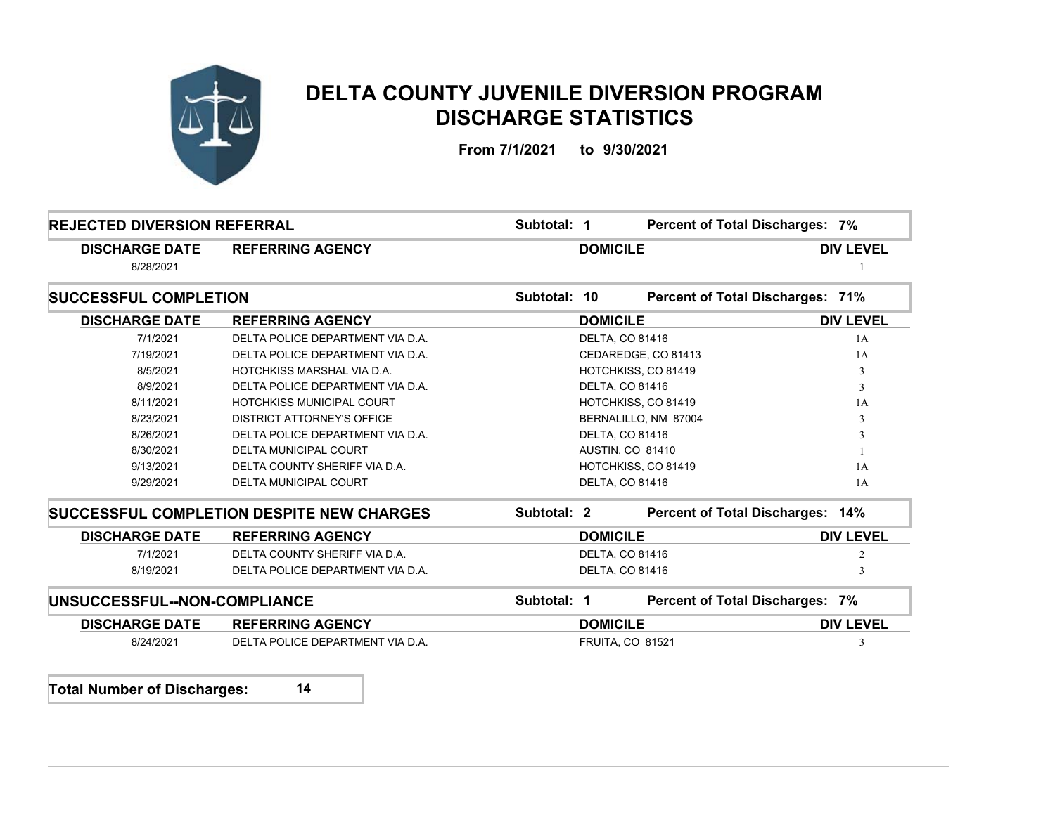# DELTA COUNTY JUVENILE DIVERSION PROGRAM
# DISCHARGE STATISTICS

**From 7/1/2021 to 9/30/2021**

## REJECTED DIVERSION REFERRAL

**Subtotal: 1** **Percent of Total Discharges: 7%**

| DISCHARGE DATE | REFERRING AGENCY | DOMICILE | DIV LEVEL |
|---|---|---|---|
| 8/28/2021 | | | 1 |

## SUCCESSFUL COMPLETION

**Subtotal: 10** **Percent of Total Discharges: 71%**

| DISCHARGE DATE | REFERRING AGENCY | DOMICILE | DIV LEVEL |
|---|---|---|---|
| 7/1/2021 | DELTA POLICE DEPARTMENT VIA D.A. | DELTA, CO 81416 | 1A |
| 7/19/2021 | DELTA POLICE DEPARTMENT VIA D.A. | CEDAREDGE, CO 81413 | 1A |
| 8/5/2021 | HOTCHKISS MARSHAL VIA D.A. | HOTCHKISS, CO 81419 | 3 |
| 8/9/2021 | DELTA POLICE DEPARTMENT VIA D.A. | DELTA, CO 81416 | 3 |
| 8/11/2021 | HOTCHKISS MUNICIPAL COURT | HOTCHKISS, CO 81419 | 1A |
| 8/23/2021 | DISTRICT ATTORNEY'S OFFICE | BERNALILLO, NM 87004 | 3 |
| 8/26/2021 | DELTA POLICE DEPARTMENT VIA D.A. | DELTA, CO 81416 | 3 |
| 8/30/2021 | DELTA MUNICIPAL COURT | AUSTIN, CO 81410 | 1 |
| 9/13/2021 | DELTA COUNTY SHERIFF VIA D.A. | HOTCHKISS, CO 81419 | 1A |
| 9/29/2021 | DELTA MUNICIPAL COURT | DELTA, CO 81416 | 1A |

## SUCCESSFUL COMPLETION DESPITE NEW CHARGES

**Subtotal: 2** **Percent of Total Discharges: 14%**

| DISCHARGE DATE | REFERRING AGENCY | DOMICILE | DIV LEVEL |
|---|---|---|---|
| 7/1/2021 | DELTA COUNTY SHERIFF VIA D.A. | DELTA, CO 81416 | 2 |
| 8/19/2021 | DELTA POLICE DEPARTMENT VIA D.A. | DELTA, CO 81416 | 3 |

## UNSUCCESSFUL--NON-COMPLIANCE

**Subtotal: 1** **Percent of Total Discharges: 7%**

| DISCHARGE DATE | REFERRING AGENCY | DOMICILE | DIV LEVEL |
|---|---|---|---|
| 8/24/2021 | DELTA POLICE DEPARTMENT VIA D.A. | FRUITA, CO 81521 | 3 |

**Total Number of Discharges: 14**